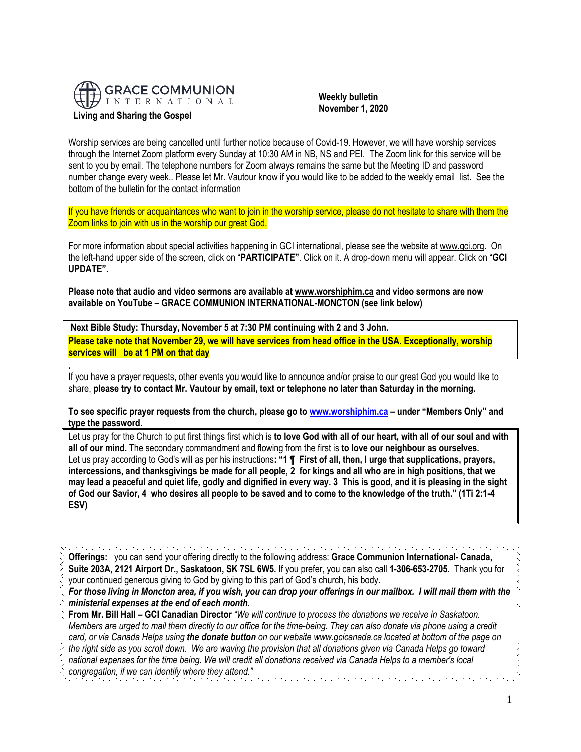GRACE COMMUNION INTERNATIONAL

**Living and Sharing the Gospel**

**Weekly bulletin**
**November 1, 2020**

Worship services are being cancelled until further notice because of Covid-19. However, we will have worship services through the Internet Zoom platform every Sunday at 10:30 AM in NB, NS and PEI. The Zoom link for this service will be sent to you by email. The telephone numbers for Zoom always remains the same but the Meeting ID and password number change every week.. Please let Mr. Vautour know if you would like to be added to the weekly email list. See the bottom of the bulletin for the contact information

If you have friends or acquaintances who want to join in the worship service, please do not hesitate to share with them the Zoom links to join with us in the worship our great God.

For more information about special activities happening in GCI international, please see the website at www.gci.org. On the left-hand upper side of the screen, click on "**PARTICIPATE"**. Click on it. A drop-down menu will appear. Click on "**GCI UPDATE".**

**Please note that audio and video sermons are available at www.worshiphim.ca and video sermons are now available on YouTube – GRACE COMMUNION INTERNATIONAL-MONCTON (see link below)**

**Next Bible Study: Thursday, November 5 at 7:30 PM continuing with 2 and 3 John.**

**Please take note that November 29, we will have services from head office in the USA. Exceptionally, worship services will be at 1 PM on that day**

.
If you have a prayer requests, other events you would like to announce and/or praise to our great God you would like to share, **please try to contact Mr. Vautour by email, text or telephone no later than Saturday in the morning.**

**To see specific prayer requests from the church, please go to www.worshiphim.ca – under "Members Only" and type the password.**

Let us pray for the Church to put first things first which is **to love God with all of our heart, with all of our soul and with all of our mind.** The secondary commandment and flowing from the first is **to love our neighbour as ourselves.**
Let us pray according to God's will as per his instructions**: "1 ¶ First of all, then, I urge that supplications, prayers, intercessions, and thanksgivings be made for all people, 2 for kings and all who are in high positions, that we may lead a peaceful and quiet life, godly and dignified in every way. 3 This is good, and it is pleasing in the sight of God our Savior, 4 who desires all people to be saved and to come to the knowledge of the truth." (1Ti 2:1-4 ESV)**

**Offerings:** you can send your offering directly to the following address: **Grace Communion International- Canada, Suite 203A, 2121 Airport Dr., Saskatoon, SK 7SL 6W5.** If you prefer, you can also call **1-306-653-2705.** Thank you for your continued generous giving to God by giving to this part of God's church, his body.

***For those living in Moncton area, if you wish, you can drop your offerings in our mailbox. I will mail them with the ministerial expenses at the end of each month.***

**From Mr. Bill Hall – GCI Canadian Director** *"We will continue to process the donations we receive in Saskatoon. Members are urged to mail them directly to our office for the time-being. They can also donate via phone using a credit card, or via Canada Helps using **the donate button** on our website www.gcicanada.ca located at bottom of the page on the right side as you scroll down. We are waving the provision that all donations given via Canada Helps go toward national expenses for the time being. We will credit all donations received via Canada Helps to a member's local congregation, if we can identify where they attend."*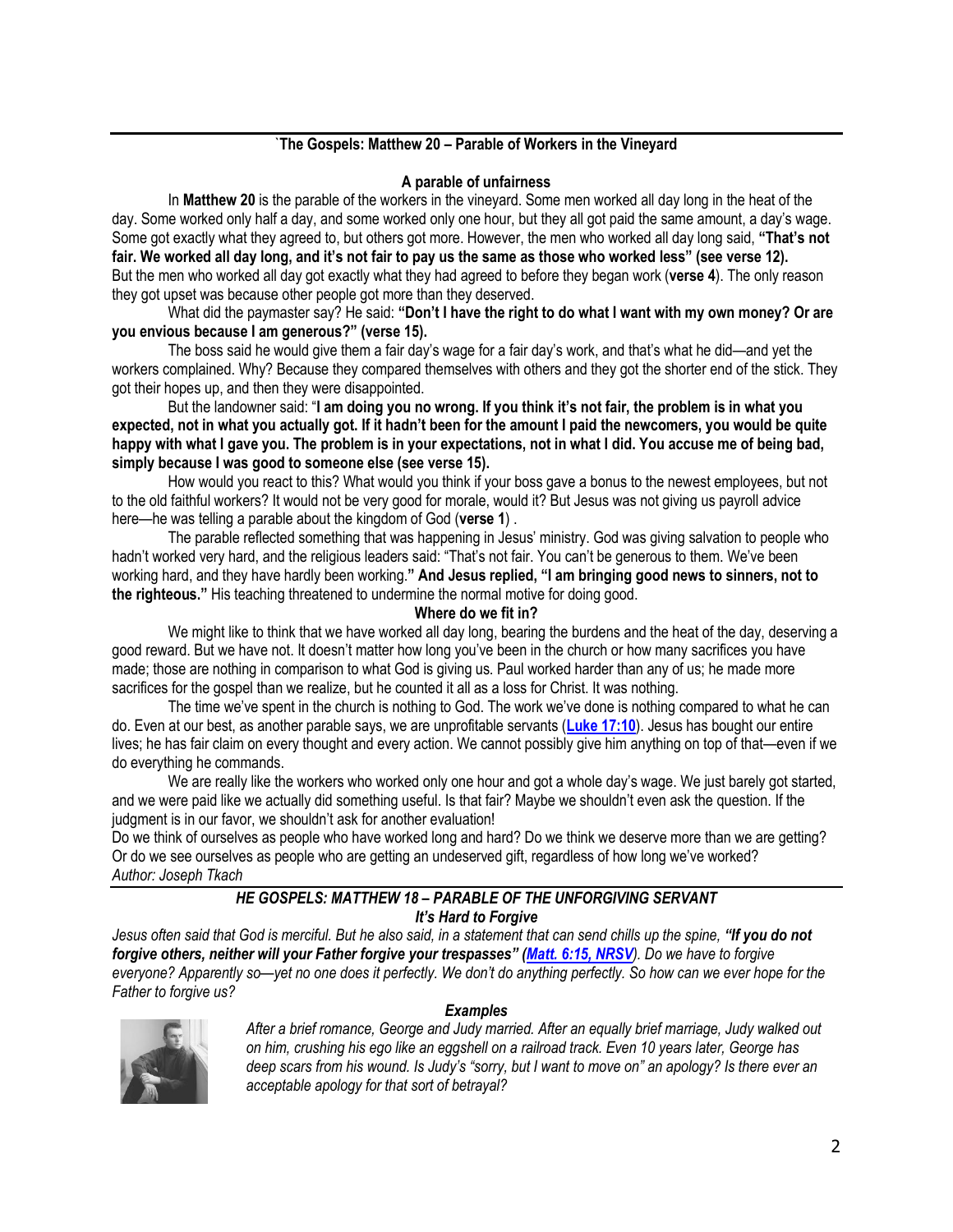## `The Gospels: Matthew 20 – Parable of Workers in the Vineyard

### A parable of unfairness

In **Matthew 20** is the parable of the workers in the vineyard. Some men worked all day long in the heat of the day. Some worked only half a day, and some worked only one hour, but they all got paid the same amount, a day's wage. Some got exactly what they agreed to, but others got more. However, the men who worked all day long said, **"That's not fair. We worked all day long, and it's not fair to pay us the same as those who worked less" (see verse 12).** But the men who worked all day got exactly what they had agreed to before they began work (**verse 4**). The only reason they got upset was because other people got more than they deserved.

What did the paymaster say? He said: **"Don't I have the right to do what I want with my own money? Or are you envious because I am generous?" (verse 15).**

The boss said he would give them a fair day's wage for a fair day's work, and that's what he did—and yet the workers complained. Why? Because they compared themselves with others and they got the shorter end of the stick. They got their hopes up, and then they were disappointed.

But the landowner said: "**I am doing you no wrong. If you think it's not fair, the problem is in what you expected, not in what you actually got. If it hadn't been for the amount I paid the newcomers, you would be quite happy with what I gave you. The problem is in your expectations, not in what I did. You accuse me of being bad, simply because I was good to someone else (see verse 15).**

How would you react to this? What would you think if your boss gave a bonus to the newest employees, but not to the old faithful workers? It would not be very good for morale, would it? But Jesus was not giving us payroll advice here—he was telling a parable about the kingdom of God (**verse 1**) .

The parable reflected something that was happening in Jesus' ministry. God was giving salvation to people who hadn't worked very hard, and the religious leaders said: "That's not fair. You can't be generous to them. We've been working hard, and they have hardly been working.**" And Jesus replied, "I am bringing good news to sinners, not to the righteous."** His teaching threatened to undermine the normal motive for doing good.

### Where do we fit in?

We might like to think that we have worked all day long, bearing the burdens and the heat of the day, deserving a good reward. But we have not. It doesn't matter how long you've been in the church or how many sacrifices you have made; those are nothing in comparison to what God is giving us. Paul worked harder than any of us; he made more sacrifices for the gospel than we realize, but he counted it all as a loss for Christ. It was nothing.

The time we've spent in the church is nothing to God. The work we've done is nothing compared to what he can do. Even at our best, as another parable says, we are unprofitable servants (**Luke 17:10**). Jesus has bought our entire lives; he has fair claim on every thought and every action. We cannot possibly give him anything on top of that—even if we do everything he commands.

We are really like the workers who worked only one hour and got a whole day's wage. We just barely got started, and we were paid like we actually did something useful. Is that fair? Maybe we shouldn't even ask the question. If the judgment is in our favor, we shouldn't ask for another evaluation!

Do we think of ourselves as people who have worked long and hard? Do we think we deserve more than we are getting? Or do we see ourselves as people who are getting an undeserved gift, regardless of how long we've worked?

*Author: Joseph Tkach*

## *HE GOSPELS: MATTHEW 18 – PARABLE OF THE UNFORGIVING SERVANT*

### *It's Hard to Forgive*

*Jesus often said that God is merciful. But he also said, in a statement that can send chills up the spine, **"If you do not forgive others, neither will your Father forgive your trespasses" (Matt. 6:15, NRSV**). Do we have to forgive everyone? Apparently so—yet no one does it perfectly. We don't do anything perfectly. So how can we ever hope for the Father to forgive us?*

### *Examples*

*After a brief romance, George and Judy married. After an equally brief marriage, Judy walked out on him, crushing his ego like an eggshell on a railroad track. Even 10 years later, George has deep scars from his wound. Is Judy's "sorry, but I want to move on" an apology? Is there ever an acceptable apology for that sort of betrayal?*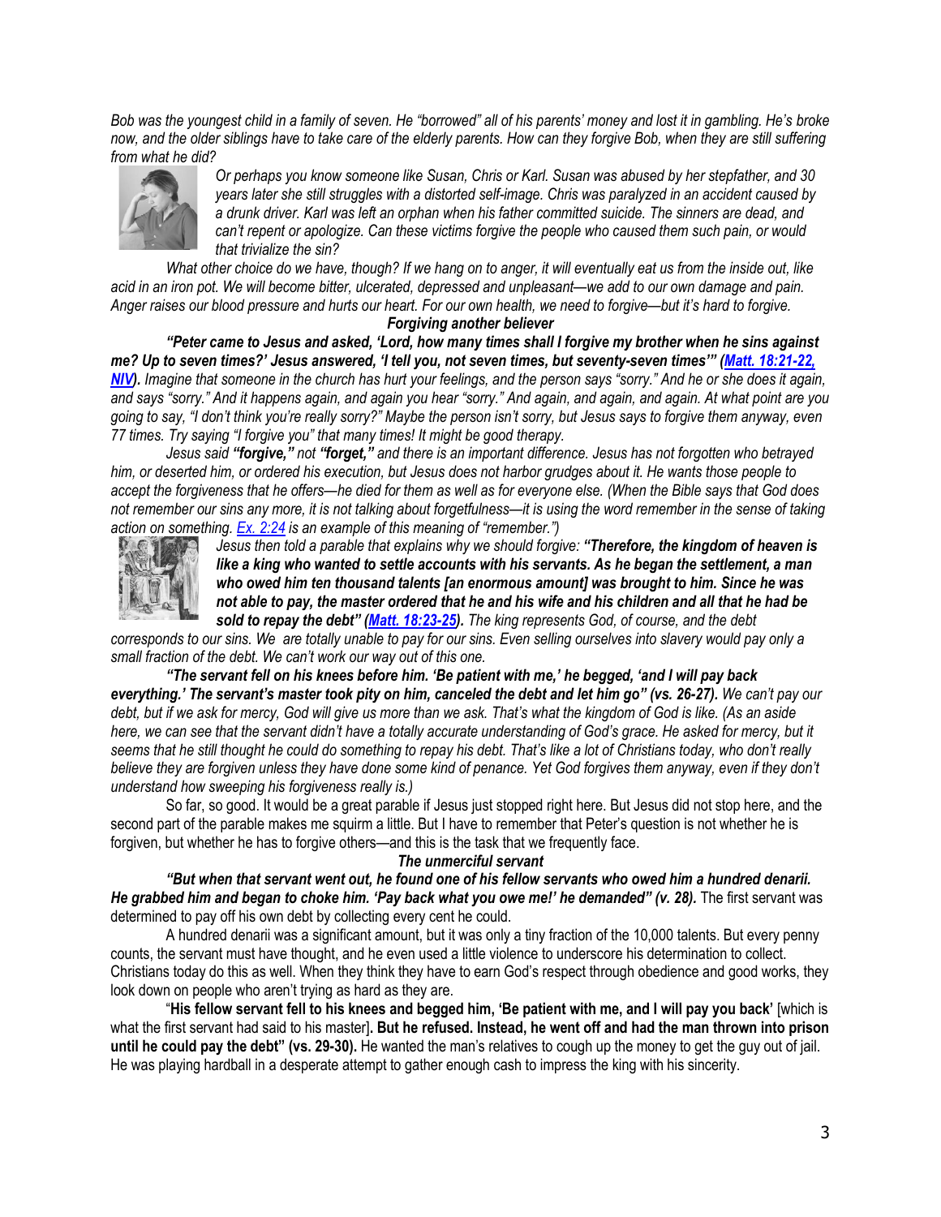*Bob was the youngest child in a family of seven. He "borrowed" all of his parents' money and lost it in gambling. He's broke now, and the older siblings have to take care of the elderly parents. How can they forgive Bob, when they are still suffering from what he did?*

*Or perhaps you know someone like Susan, Chris or Karl. Susan was abused by her stepfather, and 30 years later she still struggles with a distorted self-image. Chris was paralyzed in an accident caused by a drunk driver. Karl was left an orphan when his father committed suicide. The sinners are dead, and can't repent or apologize. Can these victims forgive the people who caused them such pain, or would that trivialize the sin?*

*What other choice do we have, though? If we hang on to anger, it will eventually eat us from the inside out, like acid in an iron pot. We will become bitter, ulcerated, depressed and unpleasant—we add to our own damage and pain. Anger raises our blood pressure and hurts our heart. For our own health, we need to forgive—but it's hard to forgive.*

### *Forgiving another believer*

***"Peter came to Jesus and asked, 'Lord, how many times shall I forgive my brother when he sins against me? Up to seven times?' Jesus answered, 'I tell you, not seven times, but seventy-seven times'" (Matt. 18:21-22, NIV).*** *Imagine that someone in the church has hurt your feelings, and the person says "sorry." And he or she does it again, and says "sorry." And it happens again, and again you hear "sorry." And again, and again, and again. At what point are you going to say, "I don't think you're really sorry?" Maybe the person isn't sorry, but Jesus says to forgive them anyway, even 77 times. Try saying "I forgive you" that many times! It might be good therapy.*

*Jesus said **"forgive,"** not **"forget,"** and there is an important difference. Jesus has not forgotten who betrayed him, or deserted him, or ordered his execution, but Jesus does not harbor grudges about it. He wants those people to accept the forgiveness that he offers—he died for them as well as for everyone else. (When the Bible says that God does not remember our sins any more, it is not talking about forgetfulness—it is using the word remember in the sense of taking action on something. Ex. 2:24 is an example of this meaning of "remember.")*

*Jesus then told a parable that explains why we should forgive: **"Therefore, the kingdom of heaven is like a king who wanted to settle accounts with his servants. As he began the settlement, a man who owed him ten thousand talents [an enormous amount] was brought to him. Since he was not able to pay, the master ordered that he and his wife and his children and all that he had be sold to repay the debt" (Matt. 18:23-25).** The king represents God, of course, and the debt corresponds to our sins. We are totally unable to pay for our sins. Even selling ourselves into slavery would pay only a small fraction of the debt. We can't work our way out of this one.*

***"The servant fell on his knees before him. 'Be patient with me,' he begged, 'and I will pay back everything.' The servant's master took pity on him, canceled the debt and let him go" (vs. 26-27).*** *We can't pay our debt, but if we ask for mercy, God will give us more than we ask. That's what the kingdom of God is like. (As an aside here, we can see that the servant didn't have a totally accurate understanding of God's grace. He asked for mercy, but it seems that he still thought he could do something to repay his debt. That's like a lot of Christians today, who don't really believe they are forgiven unless they have done some kind of penance. Yet God forgives them anyway, even if they don't understand how sweeping his forgiveness really is.)*

So far, so good. It would be a great parable if Jesus just stopped right here. But Jesus did not stop here, and the second part of the parable makes me squirm a little. But I have to remember that Peter's question is not whether he is forgiven, but whether he has to forgive others—and this is the task that we frequently face.

### *The unmerciful servant*

***"But when that servant went out, he found one of his fellow servants who owed him a hundred denarii. He grabbed him and began to choke him. 'Pay back what you owe me!' he demanded" (v. 28).*** The first servant was determined to pay off his own debt by collecting every cent he could.

A hundred denarii was a significant amount, but it was only a tiny fraction of the 10,000 talents. But every penny counts, the servant must have thought, and he even used a little violence to underscore his determination to collect. Christians today do this as well. When they think they have to earn God's respect through obedience and good works, they look down on people who aren't trying as hard as they are.

"**His fellow servant fell to his knees and begged him, 'Be patient with me, and I will pay you back'** [which is what the first servant had said to his master]**. But he refused. Instead, he went off and had the man thrown into prison until he could pay the debt" (vs. 29-30).** He wanted the man's relatives to cough up the money to get the guy out of jail. He was playing hardball in a desperate attempt to gather enough cash to impress the king with his sincerity.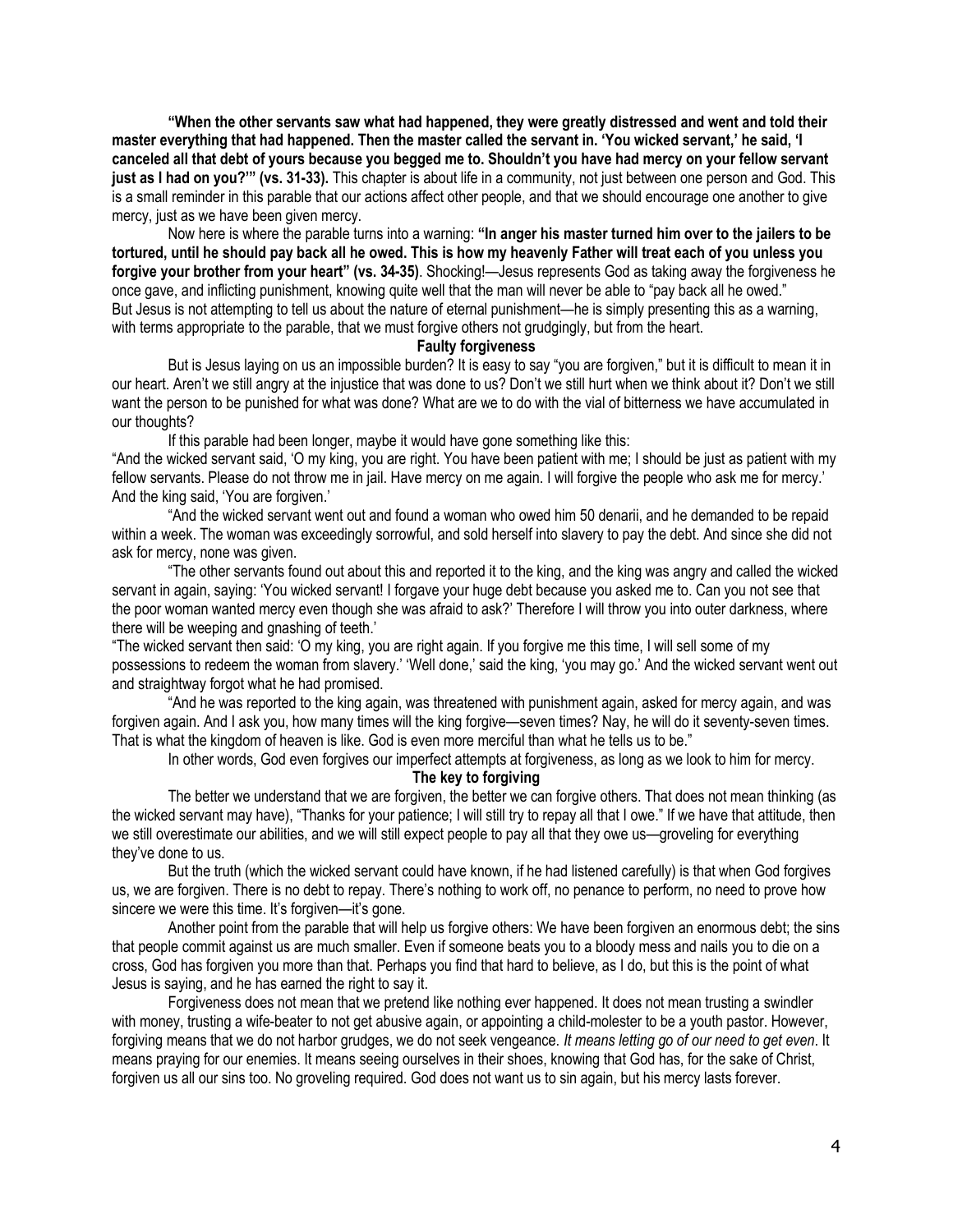**"When the other servants saw what had happened, they were greatly distressed and went and told their master everything that had happened. Then the master called the servant in. 'You wicked servant,' he said, 'I canceled all that debt of yours because you begged me to. Shouldn't you have had mercy on your fellow servant just as I had on you?'" (vs. 31-33).** This chapter is about life in a community, not just between one person and God. This is a small reminder in this parable that our actions affect other people, and that we should encourage one another to give mercy, just as we have been given mercy.

Now here is where the parable turns into a warning: **"In anger his master turned him over to the jailers to be tortured, until he should pay back all he owed. This is how my heavenly Father will treat each of you unless you forgive your brother from your heart" (vs. 34-35)**. Shocking!—Jesus represents God as taking away the forgiveness he once gave, and inflicting punishment, knowing quite well that the man will never be able to "pay back all he owed." But Jesus is not attempting to tell us about the nature of eternal punishment—he is simply presenting this as a warning, with terms appropriate to the parable, that we must forgive others not grudgingly, but from the heart.

### Faulty forgiveness

But is Jesus laying on us an impossible burden? It is easy to say "you are forgiven," but it is difficult to mean it in our heart. Aren't we still angry at the injustice that was done to us? Don't we still hurt when we think about it? Don't we still want the person to be punished for what was done? What are we to do with the vial of bitterness we have accumulated in our thoughts?

If this parable had been longer, maybe it would have gone something like this:

"And the wicked servant said, 'O my king, you are right. You have been patient with me; I should be just as patient with my fellow servants. Please do not throw me in jail. Have mercy on me again. I will forgive the people who ask me for mercy.' And the king said, 'You are forgiven.'

"And the wicked servant went out and found a woman who owed him 50 denarii, and he demanded to be repaid within a week. The woman was exceedingly sorrowful, and sold herself into slavery to pay the debt. And since she did not ask for mercy, none was given.

"The other servants found out about this and reported it to the king, and the king was angry and called the wicked servant in again, saying: 'You wicked servant! I forgave your huge debt because you asked me to. Can you not see that the poor woman wanted mercy even though she was afraid to ask?' Therefore I will throw you into outer darkness, where there will be weeping and gnashing of teeth.'

"The wicked servant then said: 'O my king, you are right again. If you forgive me this time, I will sell some of my possessions to redeem the woman from slavery.' 'Well done,' said the king, 'you may go.' And the wicked servant went out and straightway forgot what he had promised.

"And he was reported to the king again, was threatened with punishment again, asked for mercy again, and was forgiven again. And I ask you, how many times will the king forgive—seven times? Nay, he will do it seventy-seven times. That is what the kingdom of heaven is like. God is even more merciful than what he tells us to be."

In other words, God even forgives our imperfect attempts at forgiveness, as long as we look to him for mercy.

### The key to forgiving

The better we understand that we are forgiven, the better we can forgive others. That does not mean thinking (as the wicked servant may have), "Thanks for your patience; I will still try to repay all that I owe." If we have that attitude, then we still overestimate our abilities, and we will still expect people to pay all that they owe us—groveling for everything they've done to us.

But the truth (which the wicked servant could have known, if he had listened carefully) is that when God forgives us, we are forgiven. There is no debt to repay. There's nothing to work off, no penance to perform, no need to prove how sincere we were this time. It's forgiven—it's gone.

Another point from the parable that will help us forgive others: We have been forgiven an enormous debt; the sins that people commit against us are much smaller. Even if someone beats you to a bloody mess and nails you to die on a cross, God has forgiven you more than that. Perhaps you find that hard to believe, as I do, but this is the point of what Jesus is saying, and he has earned the right to say it.

Forgiveness does not mean that we pretend like nothing ever happened. It does not mean trusting a swindler with money, trusting a wife-beater to not get abusive again, or appointing a child-molester to be a youth pastor. However, forgiving means that we do not harbor grudges, we do not seek vengeance. *It means letting go of our need to get even*. It means praying for our enemies. It means seeing ourselves in their shoes, knowing that God has, for the sake of Christ, forgiven us all our sins too. No groveling required. God does not want us to sin again, but his mercy lasts forever.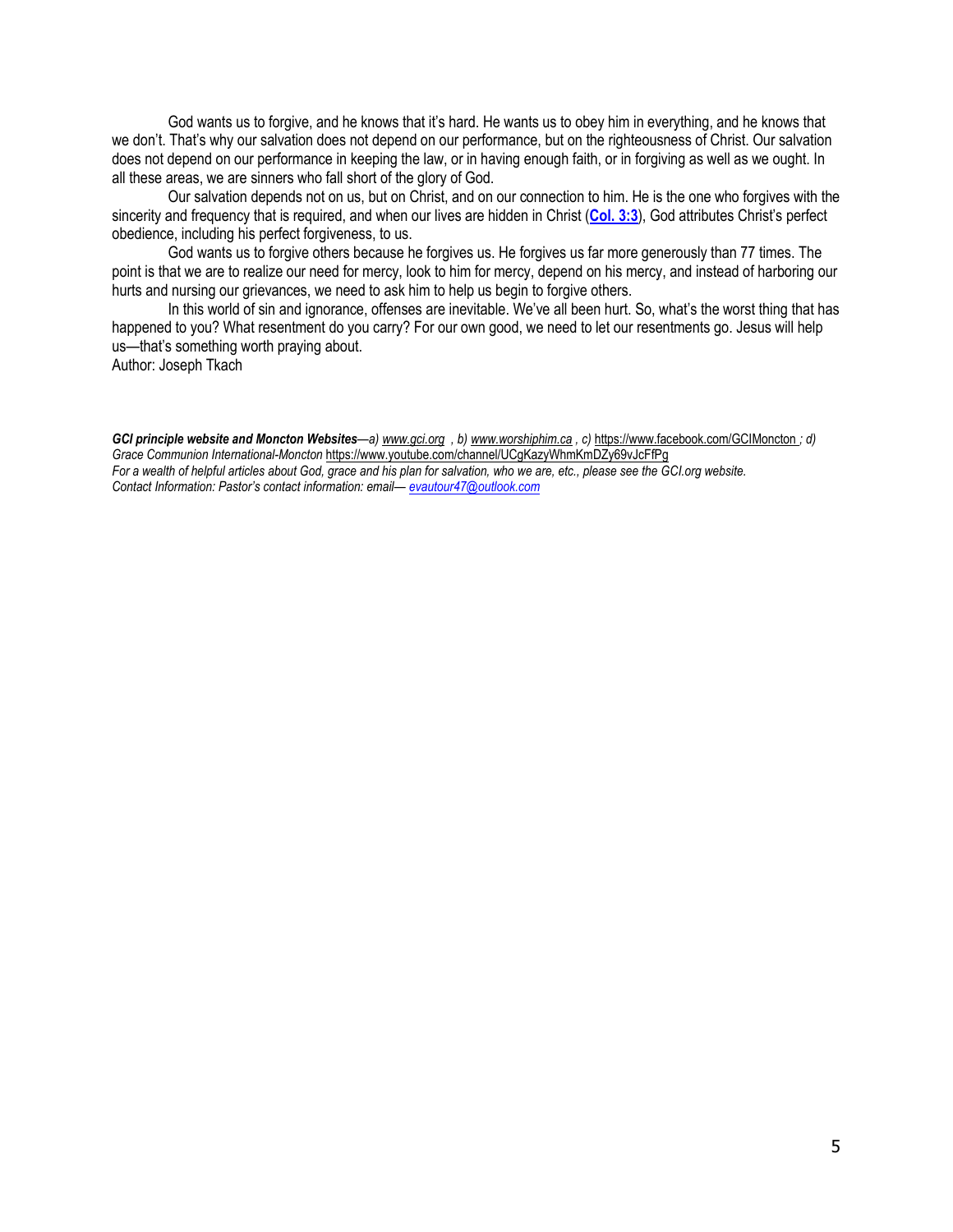God wants us to forgive, and he knows that it's hard. He wants us to obey him in everything, and he knows that we don't. That's why our salvation does not depend on our performance, but on the righteousness of Christ. Our salvation does not depend on our performance in keeping the law, or in having enough faith, or in forgiving as well as we ought. In all these areas, we are sinners who fall short of the glory of God.

Our salvation depends not on us, but on Christ, and on our connection to him. He is the one who forgives with the sincerity and frequency that is required, and when our lives are hidden in Christ (**Col. 3:3**), God attributes Christ's perfect obedience, including his perfect forgiveness, to us.

God wants us to forgive others because he forgives us. He forgives us far more generously than 77 times. The point is that we are to realize our need for mercy, look to him for mercy, depend on his mercy, and instead of harboring our hurts and nursing our grievances, we need to ask him to help us begin to forgive others.

In this world of sin and ignorance, offenses are inevitable. We've all been hurt. So, what's the worst thing that has happened to you? What resentment do you carry? For our own good, we need to let our resentments go. Jesus will help us—that's something worth praying about.

Author: Joseph Tkach

***GCI principle website and Moncton Websites****—a) www.gci.org , b) www.worshiphim.ca , c)* https://www.facebook.com/GCIMoncton *; d) Grace Communion International-Moncton* https://www.youtube.com/channel/UCgKazyWhmKmDZy69vJcFfPg

*For a wealth of helpful articles about God, grace and his plan for salvation, who we are, etc., please see the GCI.org website.*

*Contact Information: Pastor's contact information: email— evautour47@outlook.com*